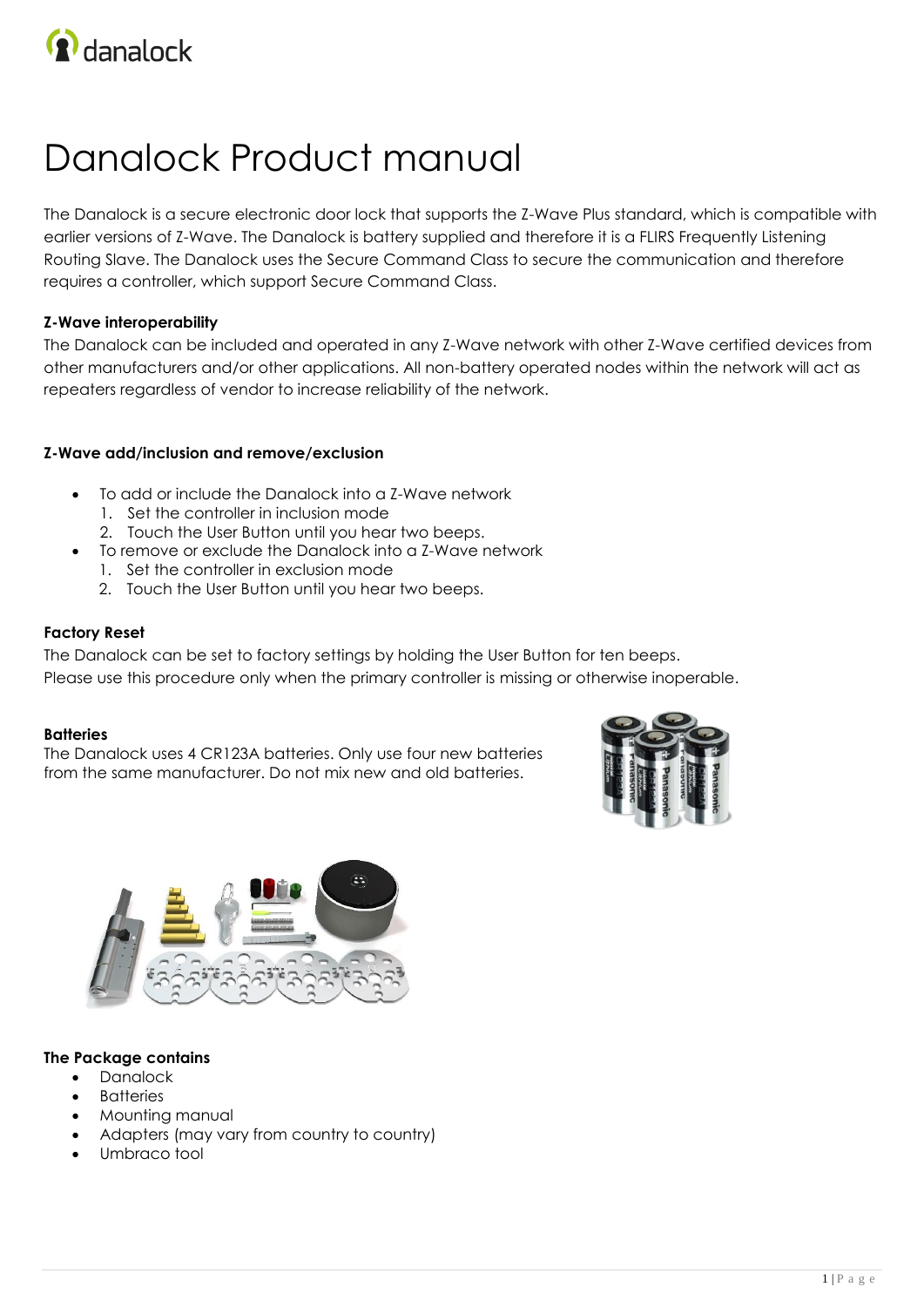# Danalock Product manual

The Danalock is a secure electronic door lock that supports the Z-Wave Plus standard, which is compatible with earlier versions of Z-Wave. The Danalock is battery supplied and therefore it is a FLIRS Frequently Listening Routing Slave. The Danalock uses the Secure Command Class to secure the communication and therefore requires a controller, which support Secure Command Class.

**Z-Wave interoperability**

The Danalock can be included and operated in any Z-Wave network with other Z-Wave certified devices from other manufacturers and/or other applications. All non-battery operated nodes within the network will act as repeaters regardless of vendor to increase reliability of the network.

**Z-Wave add/inclusion and remove/exclusion**

- To add or include the Danalock into a Z-Wave network
  1. Set the controller in inclusion mode
  2. Touch the User Button until you hear two beeps.
- To remove or exclude the Danalock into a Z-Wave network
  1. Set the controller in exclusion mode
  2. Touch the User Button until you hear two beeps.

**Factory Reset**

The Danalock can be set to factory settings by holding the User Button for ten beeps.
Please use this procedure only when the primary controller is missing or otherwise inoperable.

**Batteries**

The Danalock uses 4 CR123A batteries. Only use four new batteries from the same manufacturer. Do not mix new and old batteries.

**The Package contains**

- Danalock
- Batteries
- Mounting manual
- Adapters (may vary from country to country)
- Umbraco tool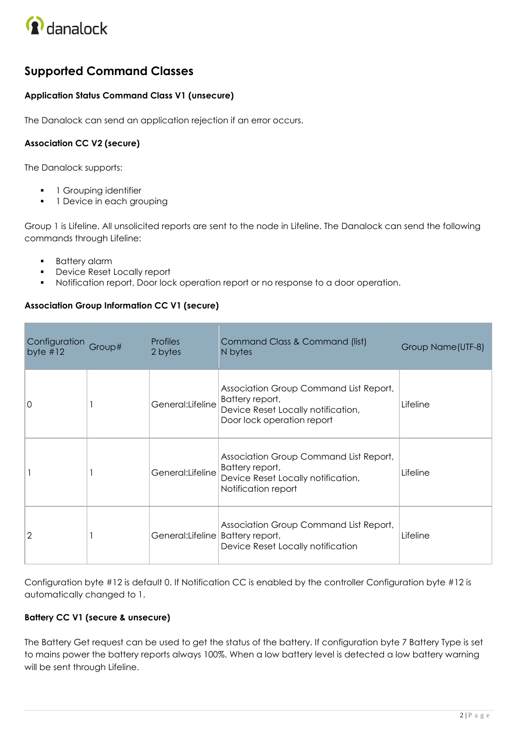## Supported Command Classes

**Application Status Command Class V1 (unsecure)**

The Danalock can send an application rejection if an error occurs.

**Association CC V2 (secure)**

The Danalock supports:

- 1 Grouping identifier
- 1 Device in each grouping

Group 1 is Lifeline. All unsolicited reports are sent to the node in Lifeline. The Danalock can send the following commands through Lifeline:

- Battery alarm
- Device Reset Locally report
- Notification report, Door lock operation report or no response to a door operation.

**Association Group Information CC V1 (secure)**

| Configuration byte #12 | Group# | Profiles 2 bytes | Command Class & Command (list) N bytes | Group Name(UTF-8) |
|---|---|---|---|---|
| 0 | 1 | General:Lifeline | Association Group Command List Report, Battery report, Device Reset Locally notification, Door lock operation report | Lifeline |
| 1 | 1 | General:Lifeline | Association Group Command List Report, Battery report, Device Reset Locally notification, Notification report | Lifeline |
| 2 | 1 | General:Lifeline | Association Group Command List Report, Battery report, Device Reset Locally notification | Lifeline |

Configuration byte #12 is default 0. If Notification CC is enabled by the controller Configuration byte #12 is automatically changed to 1.

**Battery CC V1 (secure & unsecure)**

The Battery Get request can be used to get the status of the battery. If configuration byte 7 Battery Type is set to mains power the battery reports always 100%. When a low battery level is detected a low battery warning will be sent through Lifeline.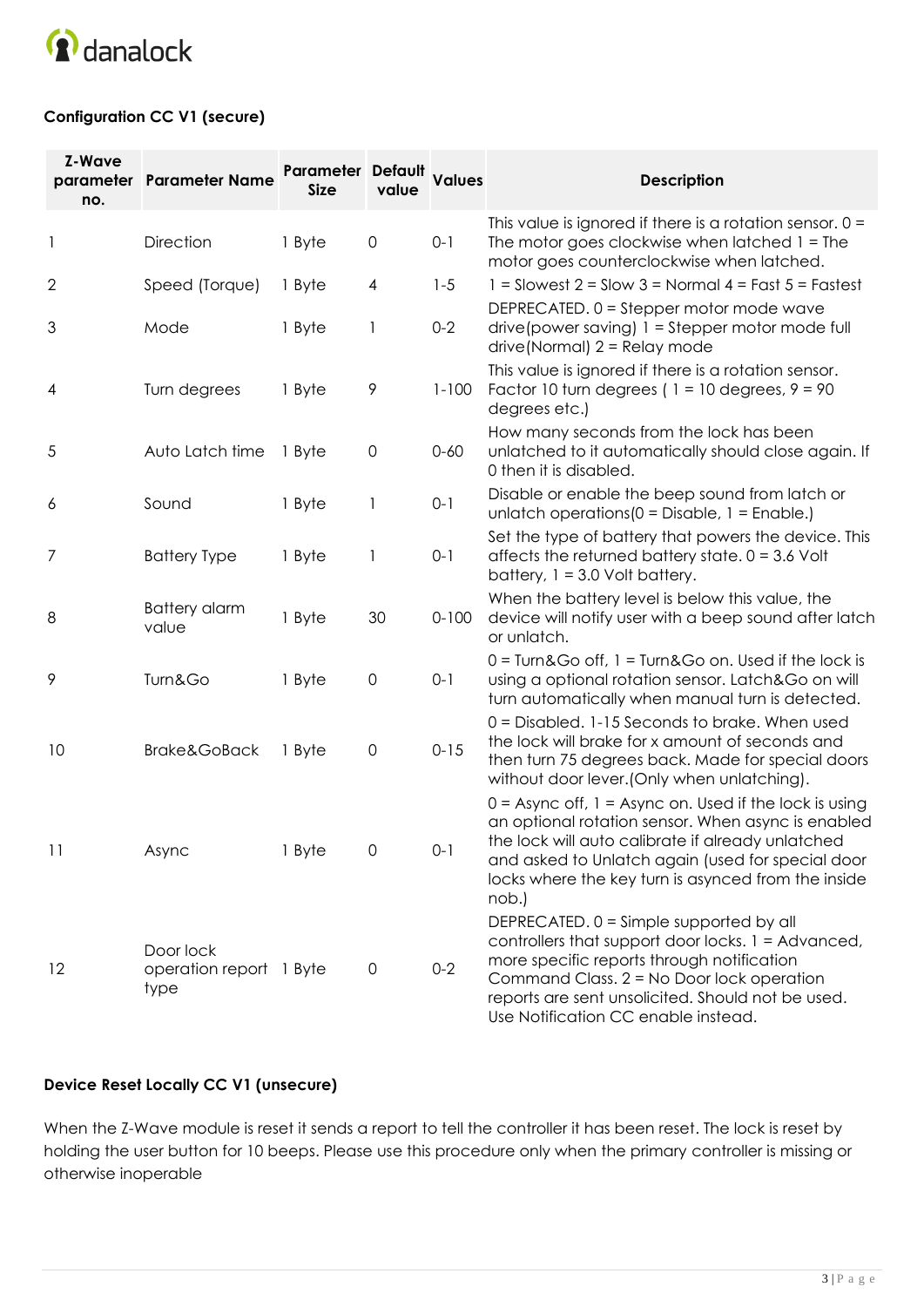### Configuration CC V1 (secure)

| Z-Wave parameter no. | Parameter Name | Parameter Size | Default value | Values | Description |
|---|---|---|---|---|---|
| 1 | Direction | 1 Byte | 0 | 0-1 | This value is ignored if there is a rotation sensor. 0 = The motor goes clockwise when latched 1 = The motor goes counterclockwise when latched. |
| 2 | Speed (Torque) | 1 Byte | 4 | 1-5 | 1 = Slowest 2 = Slow 3 = Normal 4 = Fast 5 = Fastest |
| 3 | Mode | 1 Byte | 1 | 0-2 | DEPRECATED. 0 = Stepper motor mode wave drive(power saving) 1 = Stepper motor mode full drive(Normal) 2 = Relay mode |
| 4 | Turn degrees | 1 Byte | 9 | 1-100 | This value is ignored if there is a rotation sensor. Factor 10 turn degrees ( 1 = 10 degrees, 9 = 90 degrees etc.) |
| 5 | Auto Latch time | 1 Byte | 0 | 0-60 | How many seconds from the lock has been unlatched to it automatically should close again. If 0 then it is disabled. |
| 6 | Sound | 1 Byte | 1 | 0-1 | Disable or enable the beep sound from latch or unlatch operations(0 = Disable, 1 = Enable.) |
| 7 | Battery Type | 1 Byte | 1 | 0-1 | Set the type of battery that powers the device. This affects the returned battery state. 0 = 3.6 Volt battery, 1 = 3.0 Volt battery. |
| 8 | Battery alarm value | 1 Byte | 30 | 0-100 | When the battery level is below this value, the device will notify user with a beep sound after latch or unlatch. |
| 9 | Turn&Go | 1 Byte | 0 | 0-1 | 0 = Turn&Go off, 1 = Turn&Go on. Used if the lock is using a optional rotation sensor. Latch&Go on will turn automatically when manual turn is detected. |
| 10 | Brake&GoBack | 1 Byte | 0 | 0-15 | 0 = Disabled. 1-15 Seconds to brake. When used the lock will brake for x amount of seconds and then turn 75 degrees back. Made for special doors without door lever.(Only when unlatching). |
| 11 | Async | 1 Byte | 0 | 0-1 | 0 = Async off, 1 = Async on. Used if the lock is using an optional rotation sensor. When async is enabled the lock will auto calibrate if already unlatched and asked to Unlatch again (used for special door locks where the key turn is asynced from the inside nob.) |
| 12 | Door lock operation report type | 1 Byte | 0 | 0-2 | DEPRECATED. 0 = Simple supported by all controllers that support door locks. 1 = Advanced, more specific reports through notification Command Class. 2 = No Door lock operation reports are sent unsolicited. Should not be used. Use Notification CC enable instead. |

### Device Reset Locally CC V1 (unsecure)

When the Z-Wave module is reset it sends a report to tell the controller it has been reset. The lock is reset by holding the user button for 10 beeps. Please use this procedure only when the primary controller is missing or otherwise inoperable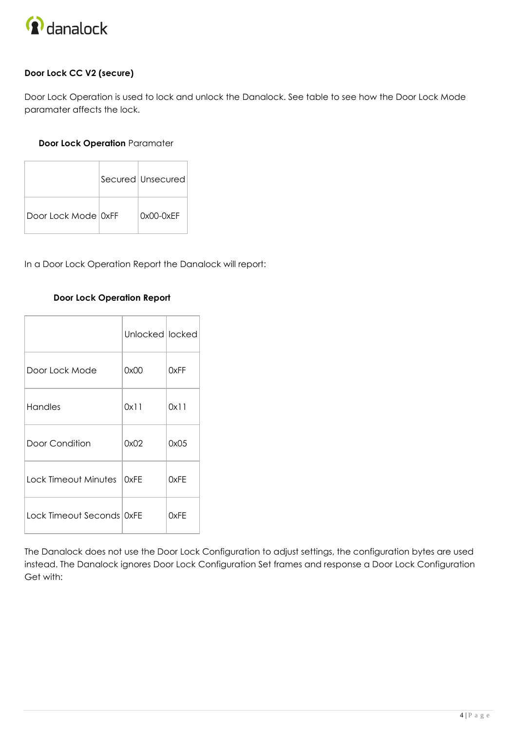**Door Lock CC V2 (secure)**

Door Lock Operation is used to lock and unlock the Danalock. See table to see how the Door Lock Mode paramater affects the lock.

**Door Lock Operation** Paramater

| | Secured | Unsecured |
|---|---|---|
| Door Lock Mode | 0xFF | 0x00-0xEF |

In a Door Lock Operation Report the Danalock will report:

**Door Lock Operation Report**

| | Unlocked | locked |
|---|---|---|
| Door Lock Mode | 0x00 | 0xFF |
| Handles | 0x11 | 0x11 |
| Door Condition | 0x02 | 0x05 |
| Lock Timeout Minutes | 0xFE | 0xFE |
| Lock Timeout Seconds | 0xFE | 0xFE |

The Danalock does not use the Door Lock Configuration to adjust settings, the configuration bytes are used instead. The Danalock ignores Door Lock Configuration Set frames and response a Door Lock Configuration Get with: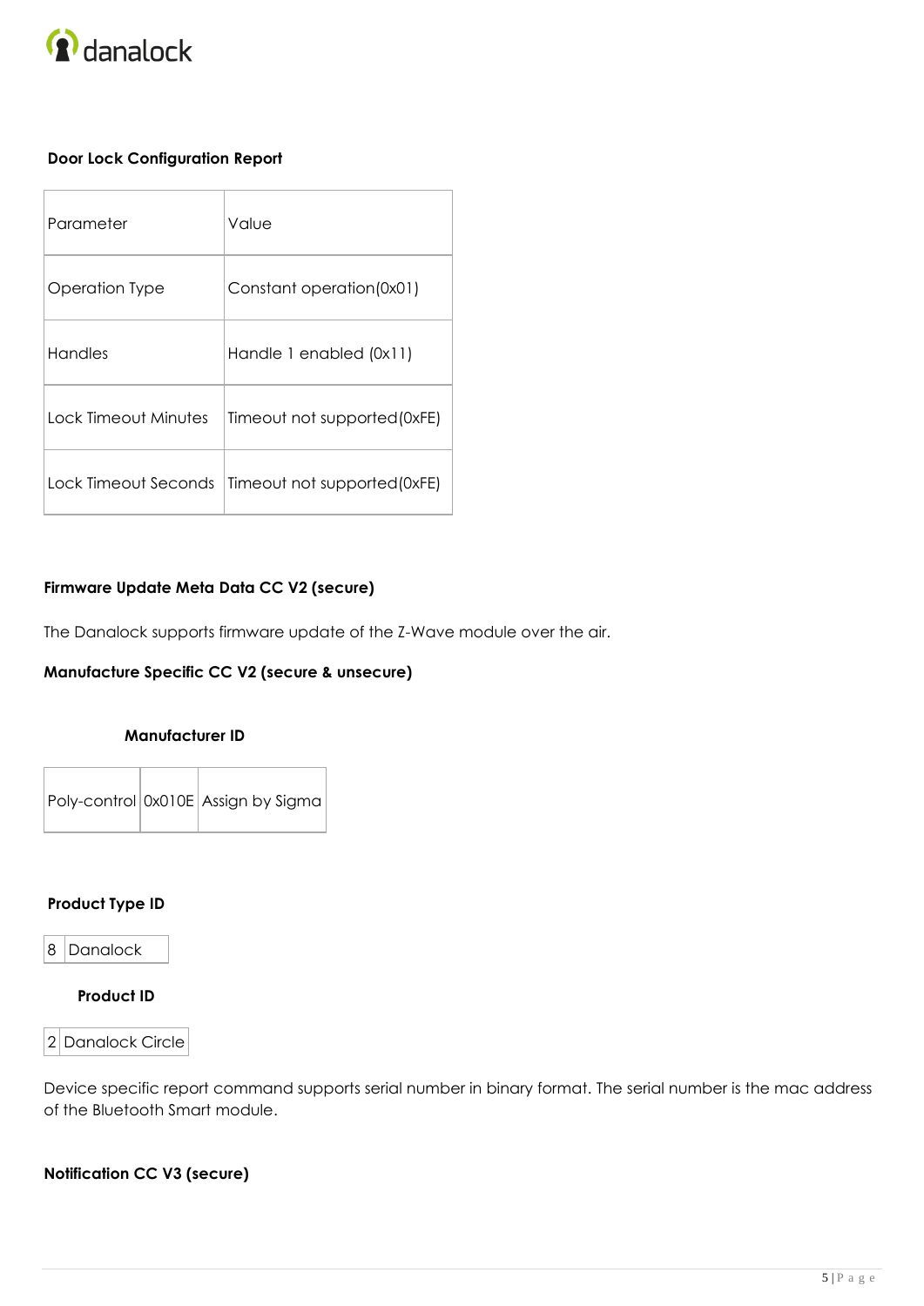**Door Lock Configuration Report**

| Parameter | Value |
|---|---|
| Operation Type | Constant operation(0x01) |
| Handles | Handle 1 enabled (0x11) |
| Lock Timeout Minutes | Timeout not supported(0xFE) |
| Lock Timeout Seconds | Timeout not supported(0xFE) |

**Firmware Update Meta Data CC V2 (secure)**

The Danalock supports firmware update of the Z-Wave module over the air.

**Manufacture Specific CC V2 (secure & unsecure)**

**Manufacturer ID**

| | | |
|---|---|---|
| Poly-control | 0x010E | Assign by Sigma |

**Product Type ID**

| | |
|---|---|
| 8 | Danalock |

**Product ID**

| | |
|---|---|
| 2 | Danalock Circle |

Device specific report command supports serial number in binary format. The serial number is the mac address of the Bluetooth Smart module.

**Notification CC V3 (secure)**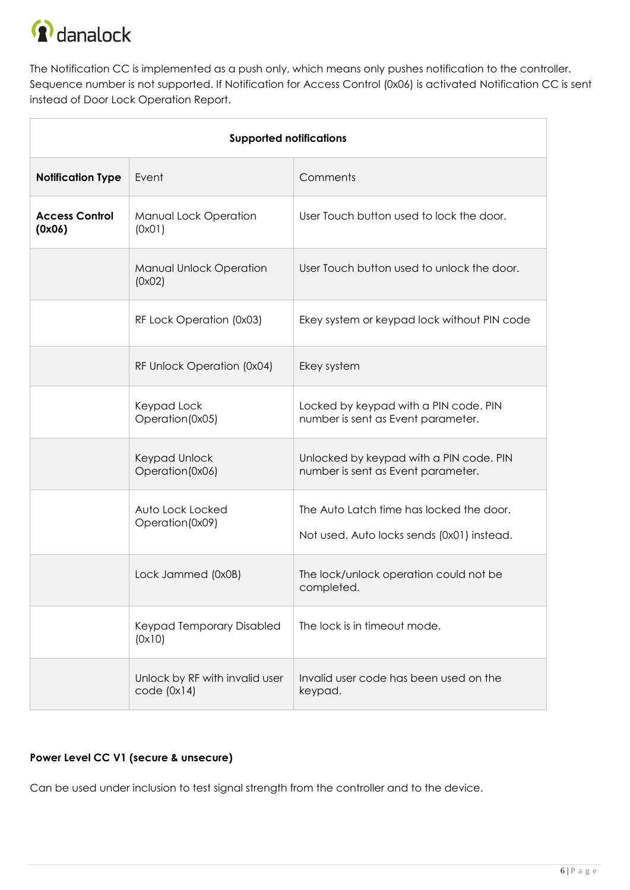The Notification CC is implemented as a push only, which means only pushes notification to the controller. Sequence number is not supported. If Notification for Access Control (0x06) is activated Notification CC is sent instead of Door Lock Operation Report.

| **Supported notifications** | | |
|---|---|---|
| **Notification Type** | Event | Comments |
| **Access Control (0x06)** | Manual Lock Operation (0x01) | User Touch button used to lock the door. |
| | Manual Unlock Operation (0x02) | User Touch button used to unlock the door. |
| | RF Lock Operation (0x03) | Ekey system or keypad lock without PIN code |
| | RF Unlock Operation (0x04) | Ekey system |
| | Keypad Lock Operation(0x05) | Locked by keypad with a PIN code. PIN number is sent as Event parameter. |
| | Keypad Unlock Operation(0x06) | Unlocked by keypad with a PIN code. PIN number is sent as Event parameter. |
| | Auto Lock Locked Operation(0x09) | The Auto Latch time has locked the door. Not used. Auto locks sends (0x01) instead. |
| | Lock Jammed (0x0B) | The lock/unlock operation could not be completed. |
| | Keypad Temporary Disabled (0x10) | The lock is in timeout mode. |
| | Unlock by RF with invalid user code (0x14) | Invalid user code has been used on the keypad. |

**Power Level CC V1 (secure & unsecure)**

Can be used under inclusion to test signal strength from the controller and to the device.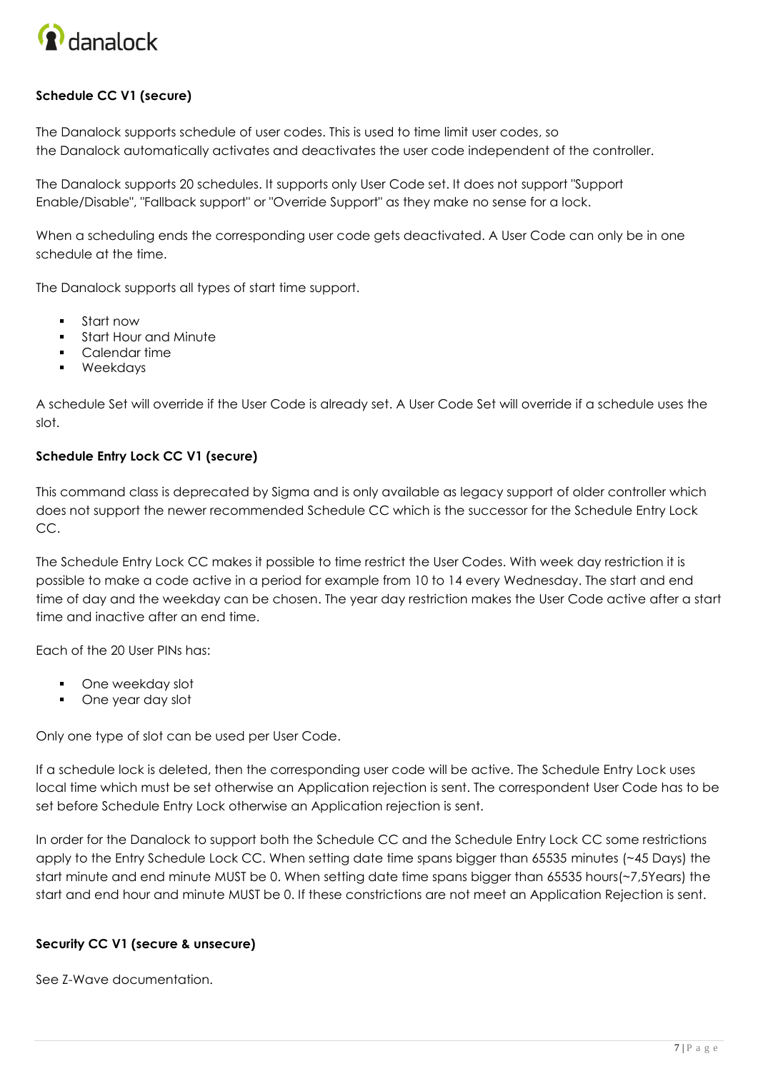**Schedule CC V1 (secure)**

The Danalock supports schedule of user codes. This is used to time limit user codes, so the Danalock automatically activates and deactivates the user code independent of the controller.

The Danalock supports 20 schedules. It supports only User Code set. It does not support "Support Enable/Disable", "Fallback support" or "Override Support" as they make no sense for a lock.

When a scheduling ends the corresponding user code gets deactivated. A User Code can only be in one schedule at the time.

The Danalock supports all types of start time support.

- Start now
- Start Hour and Minute
- Calendar time
- Weekdays

A schedule Set will override if the User Code is already set. A User Code Set will override if a schedule uses the slot.

**Schedule Entry Lock CC V1 (secure)**

This command class is deprecated by Sigma and is only available as legacy support of older controller which does not support the newer recommended Schedule CC which is the successor for the Schedule Entry Lock CC.

The Schedule Entry Lock CC makes it possible to time restrict the User Codes. With week day restriction it is possible to make a code active in a period for example from 10 to 14 every Wednesday. The start and end time of day and the weekday can be chosen. The year day restriction makes the User Code active after a start time and inactive after an end time.

Each of the 20 User PINs has:

- One weekday slot
- One year day slot

Only one type of slot can be used per User Code.

If a schedule lock is deleted, then the corresponding user code will be active. The Schedule Entry Lock uses local time which must be set otherwise an Application rejection is sent. The correspondent User Code has to be set before Schedule Entry Lock otherwise an Application rejection is sent.

In order for the Danalock to support both the Schedule CC and the Schedule Entry Lock CC some restrictions apply to the Entry Schedule Lock CC. When setting date time spans bigger than 65535 minutes (~45 Days) the start minute and end minute MUST be 0. When setting date time spans bigger than 65535 hours(~7,5Years) the start and end hour and minute MUST be 0. If these constrictions are not meet an Application Rejection is sent.

**Security CC V1 (secure & unsecure)**

See Z-Wave documentation.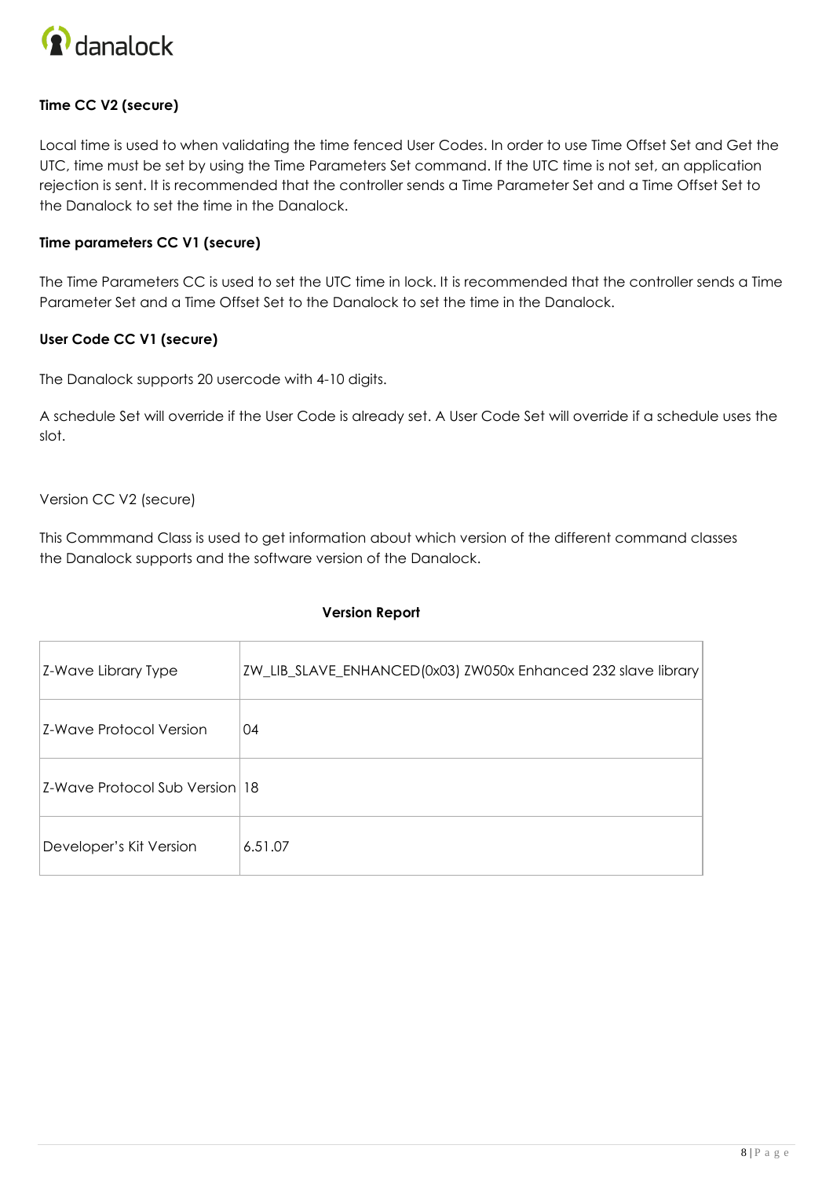**Time CC V2 (secure)**

Local time is used to when validating the time fenced User Codes. In order to use Time Offset Set and Get the UTC, time must be set by using the Time Parameters Set command. If the UTC time is not set, an application rejection is sent. It is recommended that the controller sends a Time Parameter Set and a Time Offset Set to the Danalock to set the time in the Danalock.

**Time parameters CC V1 (secure)**

The Time Parameters CC is used to set the UTC time in lock. It is recommended that the controller sends a Time Parameter Set and a Time Offset Set to the Danalock to set the time in the Danalock.

**User Code CC V1 (secure)**

The Danalock supports 20 usercode with 4-10 digits.

A schedule Set will override if the User Code is already set. A User Code Set will override if a schedule uses the slot.

Version CC V2 (secure)

This Commmand Class is used to get information about which version of the different command classes the Danalock supports and the software version of the Danalock.

**Version Report**

| | |
|---|---|
| Z-Wave Library Type | ZW_LIB_SLAVE_ENHANCED(0x03) ZW050x Enhanced 232 slave library |
| Z-Wave Protocol Version | 04 |
| Z-Wave Protocol Sub Version | 18 |
| Developer's Kit Version | 6.51.07 |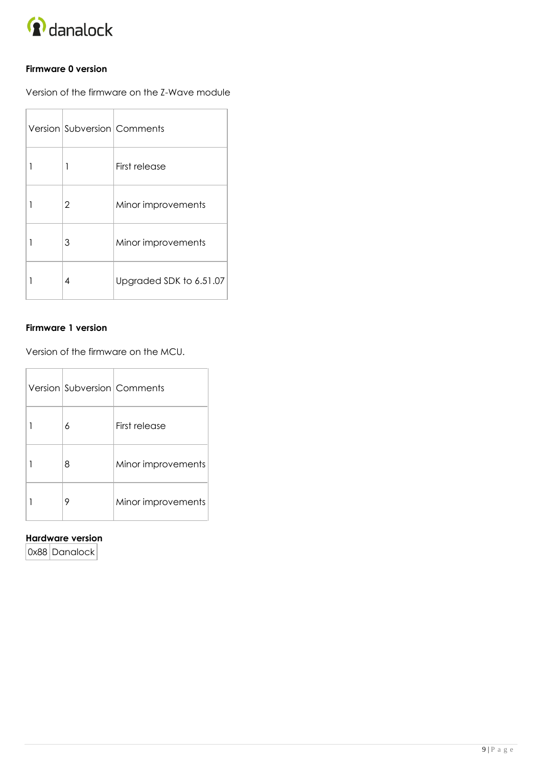**Firmware 0 version**

Version of the firmware on the Z-Wave module

| Version | Subversion | Comments |
|---|---|---|
| 1 | 1 | First release |
| 1 | 2 | Minor improvements |
| 1 | 3 | Minor improvements |
| 1 | 4 | Upgraded SDK to 6.51.07 |

**Firmware 1 version**

Version of the firmware on the MCU.

| Version | Subversion | Comments |
|---|---|---|
| 1 | 6 | First release |
| 1 | 8 | Minor improvements |
| 1 | 9 | Minor improvements |

**Hardware version**

| 0x88 | Danalock |
|---|---|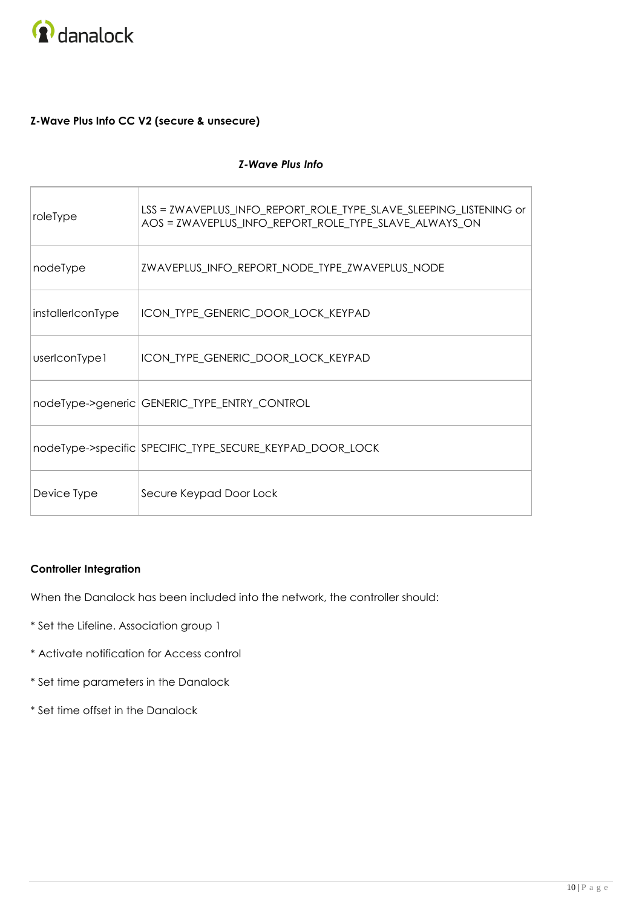**Z-Wave Plus Info CC V2 (secure & unsecure)**

***Z-Wave Plus Info***

| | |
|---|---|
| roleType | LSS = ZWAVEPLUS_INFO_REPORT_ROLE_TYPE_SLAVE_SLEEPING_LISTENING or AOS = ZWAVEPLUS_INFO_REPORT_ROLE_TYPE_SLAVE_ALWAYS_ON |
| nodeType | ZWAVEPLUS_INFO_REPORT_NODE_TYPE_ZWAVEPLUS_NODE |
| installerIconType | ICON_TYPE_GENERIC_DOOR_LOCK_KEYPAD |
| userIconType1 | ICON_TYPE_GENERIC_DOOR_LOCK_KEYPAD |
| nodeType->generic | GENERIC_TYPE_ENTRY_CONTROL |
| nodeType->specific | SPECIFIC_TYPE_SECURE_KEYPAD_DOOR_LOCK |
| Device Type | Secure Keypad Door Lock |

**Controller Integration**

When the Danalock has been included into the network, the controller should:

* Set the Lifeline. Association group 1

* Activate notification for Access control

* Set time parameters in the Danalock

* Set time offset in the Danalock